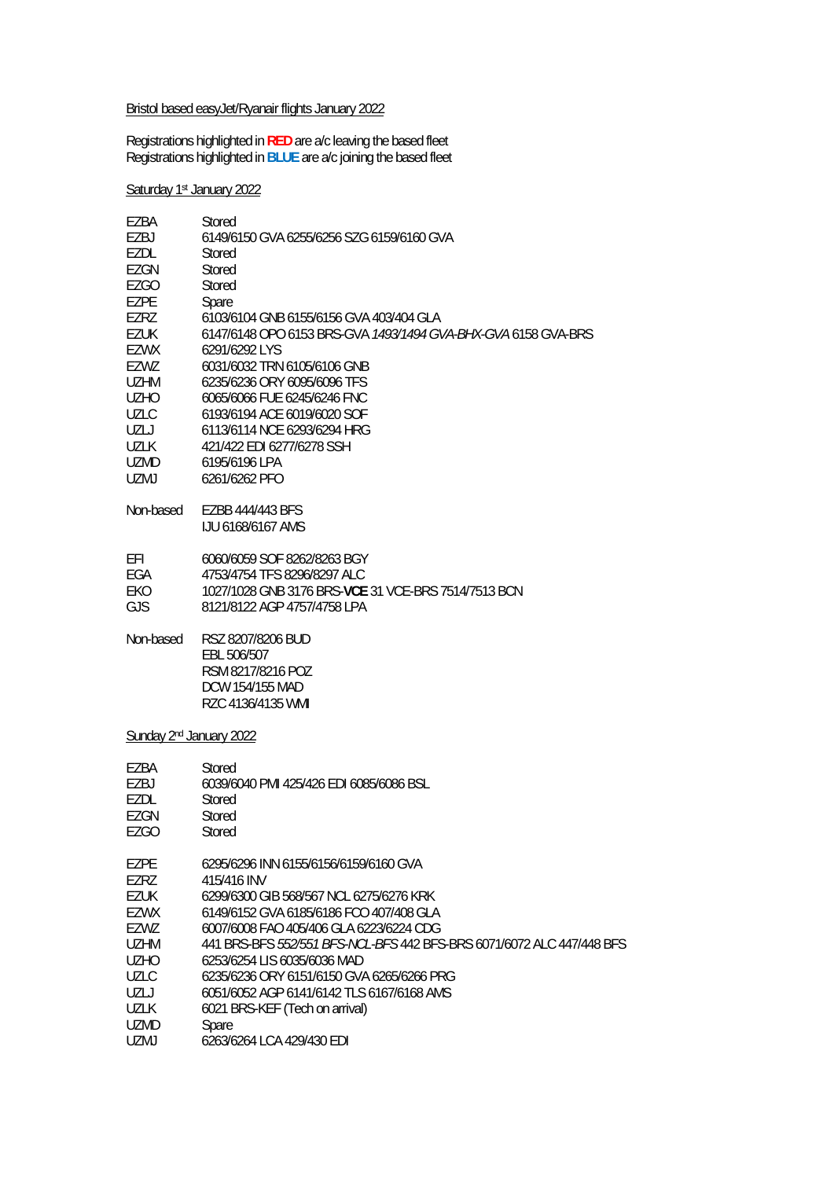Bristol based easyJet/Ryanair flights January 2022

Registrations highlighted in **RED** are a/c leaving the based fleet
Registrations highlighted in **BLUE** are a/c joining the based fleet

Saturday 1st January 2022

| | |
|---|---|
| EZBA | Stored |
| EZBJ | 6149/6150 GVA 6255/6256 SZG 6159/6160 GVA |
| EZDL | Stored |
| EZGN | Stored |
| EZGO | Stored |
| EZPE | Spare |
| EZRZ | 6103/6104 GNB 6155/6156 GVA 403/404 GLA |
| EZUK | 6147/6148 OPO 6153 BRS-GVA *1493/1494 GVA-BHX-GVA* 6158 GVA-BRS |
| EZWX | 6291/6292 LYS |
| EZWZ | 6031/6032 TRN 6105/6106 GNB |
| UZHM | 6235/6236 ORY 6095/6096 TFS |
| UZHO | 6065/6066 FUE 6245/6246 FNC |
| UZLC | 6193/6194 ACE 6019/6020 SOF |
| UZLJ | 6113/6114 NCE 6293/6294 HRG |
| UZLK | 421/422 EDI 6277/6278 SSH |
| UZMD | 6195/6196 LPA |
| UZMJ | 6261/6262 PFO |
| | |
| Non-based | EZBB 444/443 BFS |
| | IJU 6168/6167 AMS |
| | |
| EFI | 6060/6059 SOF 8262/8263 BGY |
| EGA | 4753/4754 TFS 8296/8297 ALC |
| EKO | 1027/1028 GNB 3176 BRS-**VCE** 31 VCE-BRS 7514/7513 BCN |
| GJS | 8121/8122 AGP 4757/4758 LPA |
| | |
| Non-based | RSZ 8207/8206 BUD |
| | EBL 506/507 |
| | RSM 8217/8216 POZ |
| | DCW 154/155 MAD |
| | RZC 4136/4135 WMI |

Sunday 2nd January 2022

| | |
|---|---|
| EZBA | Stored |
| EZBJ | 6039/6040 PMI 425/426 EDI 6085/6086 BSL |
| EZDL | Stored |
| EZGN | Stored |
| EZGO | Stored |
| | |
| EZPE | 6295/6296 INN 6155/6156/6159/6160 GVA |
| EZRZ | 415/416 INV |
| EZUK | 6299/6300 GIB 568/567 NCL 6275/6276 KRK |
| EZWX | 6149/6152 GVA 6185/6186 FCO 407/408 GLA |
| EZWZ | 6007/6008 FAO 405/406 GLA 6223/6224 CDG |
| UZHM | 441 BRS-BFS *552/551 BFS-NCL-BFS* 442 BFS-BRS 6071/6072 ALC 447/448 BFS |
| UZHO | 6253/6254 LIS 6035/6036 MAD |
| UZLC | 6235/6236 ORY 6151/6150 GVA 6265/6266 PRG |
| UZLJ | 6051/6052 AGP 6141/6142 TLS 6167/6168 AMS |
| UZLK | 6021 BRS-KEF (Tech on arrival) |
| UZMD | Spare |
| UZMJ | 6263/6264 LCA 429/430 EDI |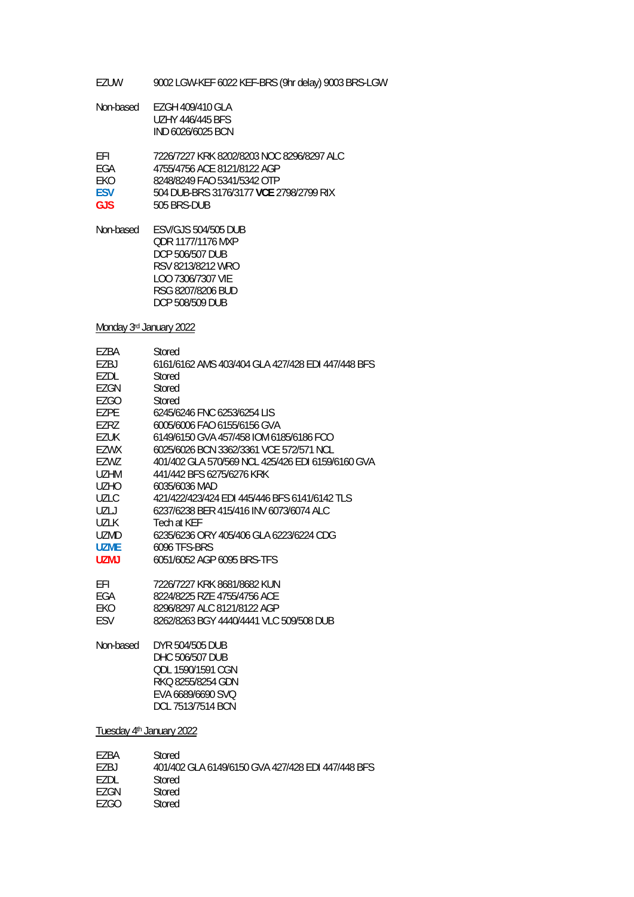| | |
|---|---|
| EZUW | 9002 LGW-KEF 6022 KEF-BRS (9hr delay) 9003 BRS-LGW |

| | |
|---|---|
| Non-based | EZGH 409/410 GLA |
| | UZHY 446/445 BFS |
| | IND 6026/6025 BCN |

| | |
|---|---|
| EFI | 7226/7227 KRK 8202/8203 NOC 8296/8297 ALC |
| EGA | 4755/4756 ACE 8121/8122 AGP |
| EKO | 8248/8249 FAO 5341/5342 OTP |
| **ESV** | 504 DUB-BRS 3176/3177 **VCE** 2798/2799 RIX |
| **GJS** | 505 BRS-DUB |

| | |
|---|---|
| Non-based | ESV/GJS 504/505 DUB |
| | QDR 1177/1176 MXP |
| | DCP 506/507 DUB |
| | RSV 8213/8212 WRO |
| | LOO 7306/7307 VIE |
| | RSG 8207/8206 BUD |
| | DCP 508/509 DUB |

Monday 3rd January 2022

| | |
|---|---|
| EZBA | Stored |
| EZBJ | 6161/6162 AMS 403/404 GLA 427/428 EDI 447/448 BFS |
| EZDL | Stored |
| EZGN | Stored |
| EZGO | Stored |
| EZPE | 6245/6246 FNC 6253/6254 LIS |
| EZRZ | 6005/6006 FAO 6155/6156 GVA |
| EZUK | 6149/6150 GVA 457/458 IOM 6185/6186 FCO |
| EZWX | 6025/6026 BCN 3362/3361 VCE 572/571 NCL |
| EZWZ | 401/402 GLA 570/569 NCL 425/426 EDI 6159/6160 GVA |
| UZHM | 441/442 BFS 6275/6276 KRK |
| UZHO | 6035/6036 MAD |
| UZLC | 421/422/423/424 EDI 445/446 BFS 6141/6142 TLS |
| UZLJ | 6237/6238 BER 415/416 INV 6073/6074 ALC |
| UZLK | Tech at KEF |
| UZMD | 6235/6236 ORY 405/406 GLA 6223/6224 CDG |
| **UZME** | 6096 TFS-BRS |
| **UZMJ** | 6051/6052 AGP 6095 BRS-TFS |

| | |
|---|---|
| EFI | 7226/7227 KRK 8681/8682 KUN |
| EGA | 8224/8225 RZE 4755/4756 ACE |
| EKO | 8296/8297 ALC 8121/8122 AGP |
| ESV | 8262/8263 BGY 4440/4441 VLC 509/508 DUB |

| | |
|---|---|
| Non-based | DYR 504/505 DUB |
| | DHC 506/507 DUB |
| | QDL 1590/1591 CGN |
| | RKQ 8255/8254 GDN |
| | EVA 6689/6690 SVQ |
| | DCL 7513/7514 BCN |

Tuesday 4th January 2022

| | |
|---|---|
| EZBA | Stored |
| EZBJ | 401/402 GLA 6149/6150 GVA 427/428 EDI 447/448 BFS |
| EZDL | Stored |
| EZGN | Stored |
| EZGO | Stored |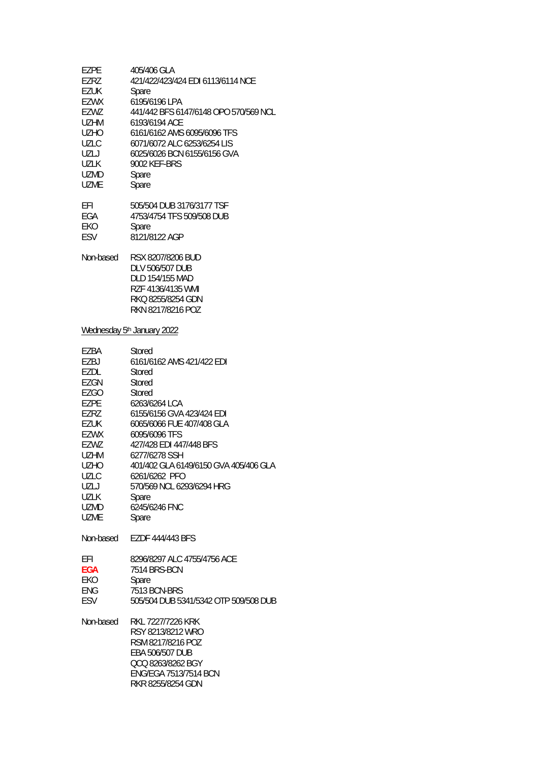EZPE 405/406 GLA
EZRZ 421/422/423/424 EDI 6113/6114 NCE
EZUK Spare
EZWX 6195/6196 LPA
EZWZ 441/442 BFS 6147/6148 OPO 570/569 NCL
UZHM 6193/6194 ACE
UZHO 6161/6162 AMS 6095/6096 TFS
UZLC 6071/6072 ALC 6253/6254 LIS
UZLJ 6025/6026 BCN 6155/6156 GVA
UZLK 9002 KEF-BRS
UZMD Spare
UZME Spare

EFI 505/504 DUB 3176/3177 TSF
EGA 4753/4754 TFS 509/508 DUB
EKO Spare
ESV 8121/8122 AGP

Non-based RSX 8207/8206 BUD
DLV 506/507 DUB
DLD 154/155 MAD
RZF 4136/4135 WMI
RKQ 8255/8254 GDN
RKN 8217/8216 POZ

<u>Wednesday 5th January 2022</u>

EZBA Stored
EZBJ 6161/6162 AMS 421/422 EDI
EZDL Stored
EZGN Stored
EZGO Stored
EZPE 6263/6264 LCA
EZRZ 6155/6156 GVA 423/424 EDI
EZUK 6065/6066 FUE 407/408 GLA
EZWX 6095/6096 TFS
EZWZ 427/428 EDI 447/448 BFS
UZHM 6277/6278 SSH
UZHO 401/402 GLA 6149/6150 GVA 405/406 GLA
UZLC 6261/6262 PFO
UZLJ 570/569 NCL 6293/6294 HRG
UZLK Spare
UZMD 6245/6246 FNC
UZME Spare

Non-based EZDF 444/443 BFS

EFI 8296/8297 ALC 4755/4756 ACE
**EGA** 7514 BRS-BCN
EKO Spare
ENG 7513 BCN-BRS
ESV 505/504 DUB 5341/5342 OTP 509/508 DUB

Non-based RKL 7227/7226 KRK
RSY 8213/8212 WRO
RSM 8217/8216 POZ
EBA 506/507 DUB
QCQ 8263/8262 BGY
ENG/EGA 7513/7514 BCN
RKR 8255/8254 GDN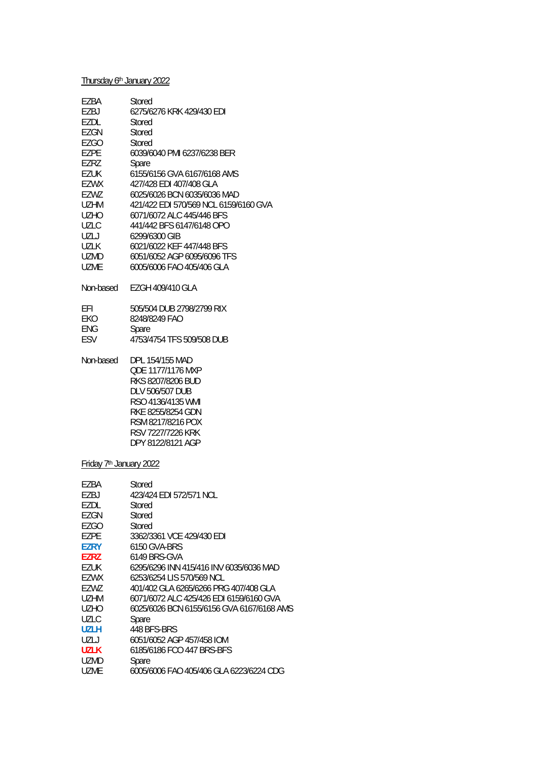Thursday 6th January 2022

| | |
|---|---|
| EZBA | Stored |
| EZBJ | 6275/6276 KRK 429/430 EDI |
| EZDL | Stored |
| EZGN | Stored |
| EZGO | Stored |
| EZPE | 6039/6040 PMI 6237/6238 BER |
| EZRZ | Spare |
| EZUK | 6155/6156 GVA 6167/6168 AMS |
| EZWX | 427/428 EDI 407/408 GLA |
| EZWZ | 6025/6026 BCN 6035/6036 MAD |
| UZHM | 421/422 EDI 570/569 NCL 6159/6160 GVA |
| UZHO | 6071/6072 ALC 445/446 BFS |
| UZLC | 441/442 BFS 6147/6148 OPO |
| UZLJ | 6299/6300 GIB |
| UZLK | 6021/6022 KEF 447/448 BFS |
| UZMD | 6051/6052 AGP 6095/6096 TFS |
| UZME | 6005/6006 FAO 405/406 GLA |

Non-based EZGH 409/410 GLA

| | |
|---|---|
| EFI | 505/504 DUB 2798/2799 RIX |
| EKO | 8248/8249 FAO |
| ENG | Spare |
| ESV | 4753/4754 TFS 509/508 DUB |

Non-based DPL 154/155 MAD
QDE 1177/1176 MXP
RKS 8207/8206 BUD
DLV 506/507 DUB
RSO 4136/4135 WMI
RKE 8255/8254 GDN
RSM 8217/8216 POX
RSV 7227/7226 KRK
DPY 8122/8121 AGP

Friday 7th January 2022

| | |
|---|---|
| EZBA | Stored |
| EZBJ | 423/424 EDI 572/571 NCL |
| EZDL | Stored |
| EZGN | Stored |
| EZGO | Stored |
| EZPE | 3362/3361 VCE 429/430 EDI |
| **EZRY** | 6150 GVA-BRS |
| **EZRZ** | 6149 BRS-GVA |
| EZUK | 6295/6296 INN 415/416 INV 6035/6036 MAD |
| EZWX | 6253/6254 LIS 570/569 NCL |
| EZWZ | 401/402 GLA 6265/6266 PRG 407/408 GLA |
| UZHM | 6071/6072 ALC 425/426 EDI 6159/6160 GVA |
| UZHO | 6025/6026 BCN 6155/6156 GVA 6167/6168 AMS |
| UZLC | Spare |
| **UZLH** | 448 BFS-BRS |
| UZLJ | 6051/6052 AGP 457/458 IOM |
| **UZLK** | 6185/6186 FCO 447 BRS-BFS |
| UZMD | Spare |
| UZME | 6005/6006 FAO 405/406 GLA 6223/6224 CDG |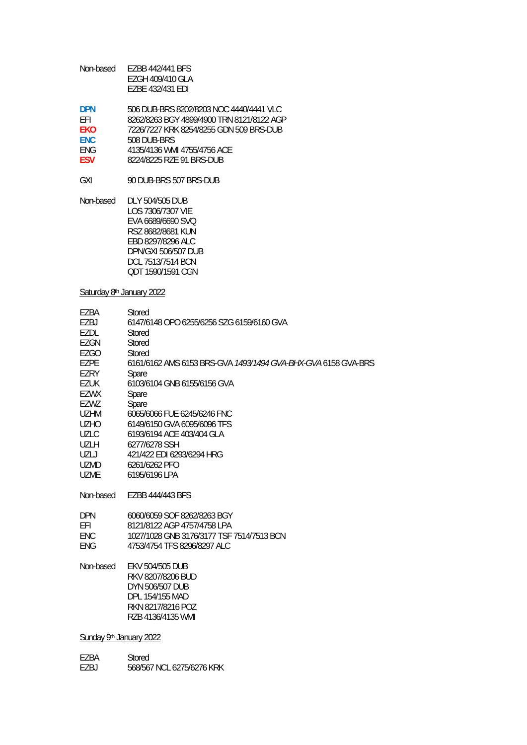| | |
|---|---|
| Non-based | EZBB 442/441 BFS |
| | EZGH 409/410 GLA |
| | EZBE 432/431 EDI |
| | |
| **DPN** | 506 DUB-BRS 8202/8203 NOC 4440/4441 VLC |
| EFI | 8262/8263 BGY 4899/4900 TRN 8121/8122 AGP |
| **EKO** | 7226/7227 KRK 8254/8255 GDN 509 BRS-DUB |
| **ENC** | 508 DUB-BRS |
| ENG | 4135/4136 WMI 4755/4756 ACE |
| **ESV** | 8224/8225 RZE 91 BRS-DUB |
| | |
| GXI | 90 DUB-BRS 507 BRS-DUB |
| | |
| Non-based | DLY 504/505 DUB |
| | LOS 7306/7307 VIE |
| | EVA 6689/6690 SVQ |
| | RSZ 8682/8681 KUN |
| | EBD 8297/8296 ALC |
| | DPN/GXI 506/507 DUB |
| | DCL 7513/7514 BCN |
| | QDT 1590/1591 CGN |

Saturday 8th January 2022

| | |
|---|---|
| EZBA | Stored |
| EZBJ | 6147/6148 OPO 6255/6256 SZG 6159/6160 GVA |
| EZDL | Stored |
| EZGN | Stored |
| EZGO | Stored |
| EZPE | 6161/6162 AMS 6153 BRS-GVA *1493/1494 GVA-BHX-GVA* 6158 GVA-BRS |
| EZRY | Spare |
| EZUK | 6103/6104 GNB 6155/6156 GVA |
| EZWX | Spare |
| EZWZ | Spare |
| UZHM | 6065/6066 FUE 6245/6246 FNC |
| UZHO | 6149/6150 GVA 6095/6096 TFS |
| UZLC | 6193/6194 ACE 403/404 GLA |
| UZLH | 6277/6278 SSH |
| UZLJ | 421/422 EDI 6293/6294 HRG |
| UZMD | 6261/6262 PFO |
| UZME | 6195/6196 LPA |
| | |
| Non-based | EZBB 444/443 BFS |
| | |
| DPN | 6060/6059 SOF 8262/8263 BGY |
| EFI | 8121/8122 AGP 4757/4758 LPA |
| ENC | 1027/1028 GNB 3176/3177 TSF 7514/7513 BCN |
| ENG | 4753/4754 TFS 8296/8297 ALC |
| | |
| Non-based | EKV 504/505 DUB |
| | RKV 8207/8206 BUD |
| | DYN 506/507 DUB |
| | DPL 154/155 MAD |
| | RKN 8217/8216 POZ |
| | RZB 4136/4135 WMI |

Sunday 9th January 2022

| | |
|---|---|
| EZBA | Stored |
| EZBJ | 568/567 NCL 6275/6276 KRK |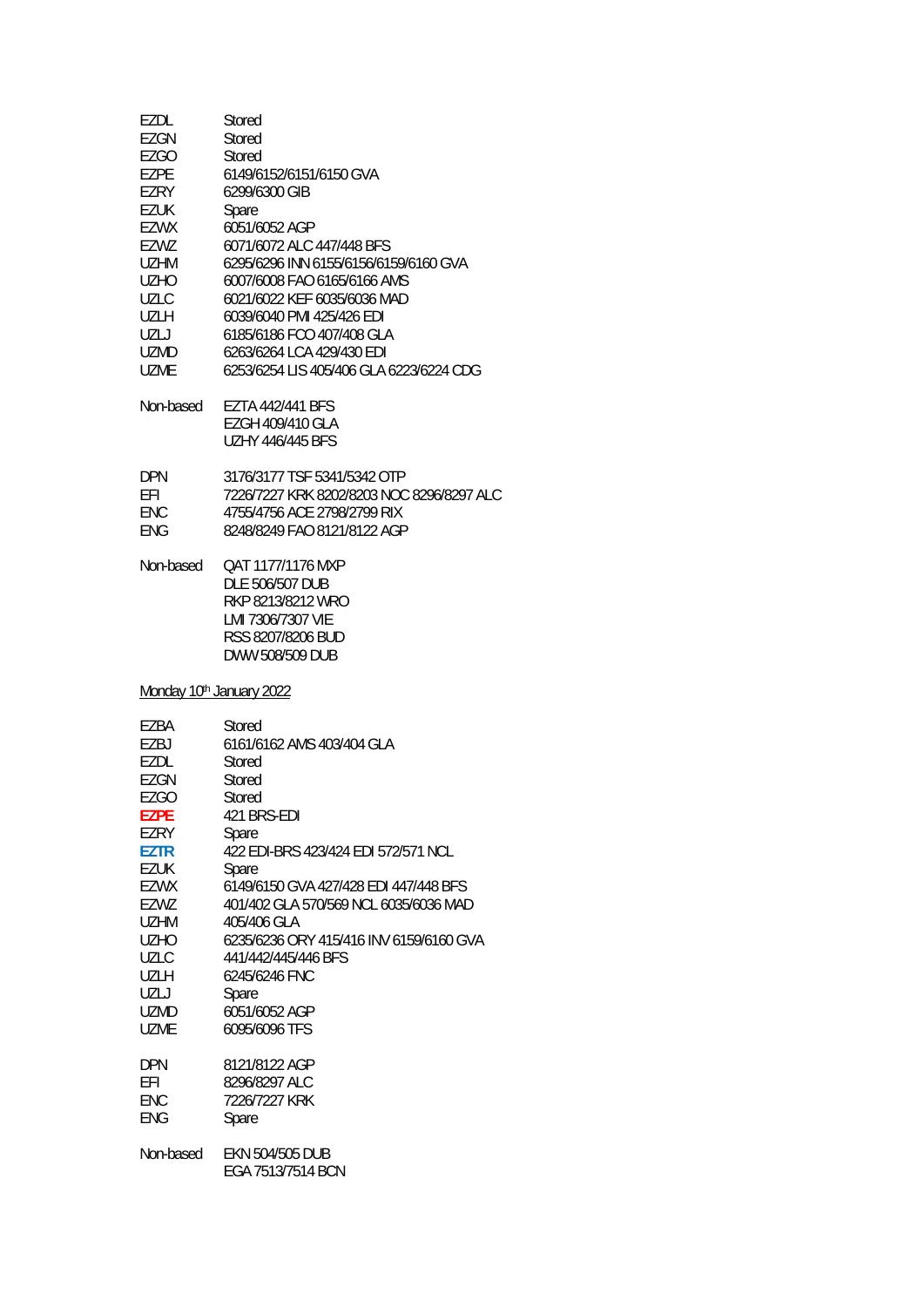| | |
|---|---|
| EZDL | Stored |
| EZGN | Stored |
| EZGO | Stored |
| EZPE | 6149/6152/6151/6150 GVA |
| EZRY | 6299/6300 GIB |
| EZUK | Spare |
| EZWX | 6051/6052 AGP |
| EZWZ | 6071/6072 ALC 447/448 BFS |
| UZHM | 6295/6296 INN 6155/6156/6159/6160 GVA |
| UZHO | 6007/6008 FAO 6165/6166 AMS |
| UZLC | 6021/6022 KEF 6035/6036 MAD |
| UZLH | 6039/6040 PMI 425/426 EDI |
| UZLJ | 6185/6186 FCO 407/408 GLA |
| UZMD | 6263/6264 LCA 429/430 EDI |
| UZME | 6253/6254 LIS 405/406 GLA 6223/6224 CDG |

| | |
|---|---|
| Non-based | EZTA 442/441 BFS |
| | EZGH 409/410 GLA |
| | UZHY 446/445 BFS |

| | |
|---|---|
| DPN | 3176/3177 TSF 5341/5342 OTP |
| EFI | 7226/7227 KRK 8202/8203 NOC 8296/8297 ALC |
| ENC | 4755/4756 ACE 2798/2799 RIX |
| ENG | 8248/8249 FAO 8121/8122 AGP |

| | |
|---|---|
| Non-based | QAT 1177/1176 MXP |
| | DLE 506/507 DUB |
| | RKP 8213/8212 WRO |
| | LMI 7306/7307 VIE |
| | RSS 8207/8206 BUD |
| | DWW 508/509 DUB |

Monday 10th January 2022

| | |
|---|---|
| EZBA | Stored |
| EZBJ | 6161/6162 AMS 403/404 GLA |
| EZDL | Stored |
| EZGN | Stored |
| EZGO | Stored |
| **EZPE** | 421 BRS-EDI |
| EZRY | Spare |
| **EZTR** | 422 EDI-BRS 423/424 EDI 572/571 NCL |
| EZUK | Spare |
| EZWX | 6149/6150 GVA 427/428 EDI 447/448 BFS |
| EZWZ | 401/402 GLA 570/569 NCL 6035/6036 MAD |
| UZHM | 405/406 GLA |
| UZHO | 6235/6236 ORY 415/416 INV 6159/6160 GVA |
| UZLC | 441/442/445/446 BFS |
| UZLH | 6245/6246 FNC |
| UZLJ | Spare |
| UZMD | 6051/6052 AGP |
| UZME | 6095/6096 TFS |

| | |
|---|---|
| DPN | 8121/8122 AGP |
| EFI | 8296/8297 ALC |
| ENC | 7226/7227 KRK |
| ENG | Spare |

| | |
|---|---|
| Non-based | EKN 504/505 DUB |
| | EGA 7513/7514 BCN |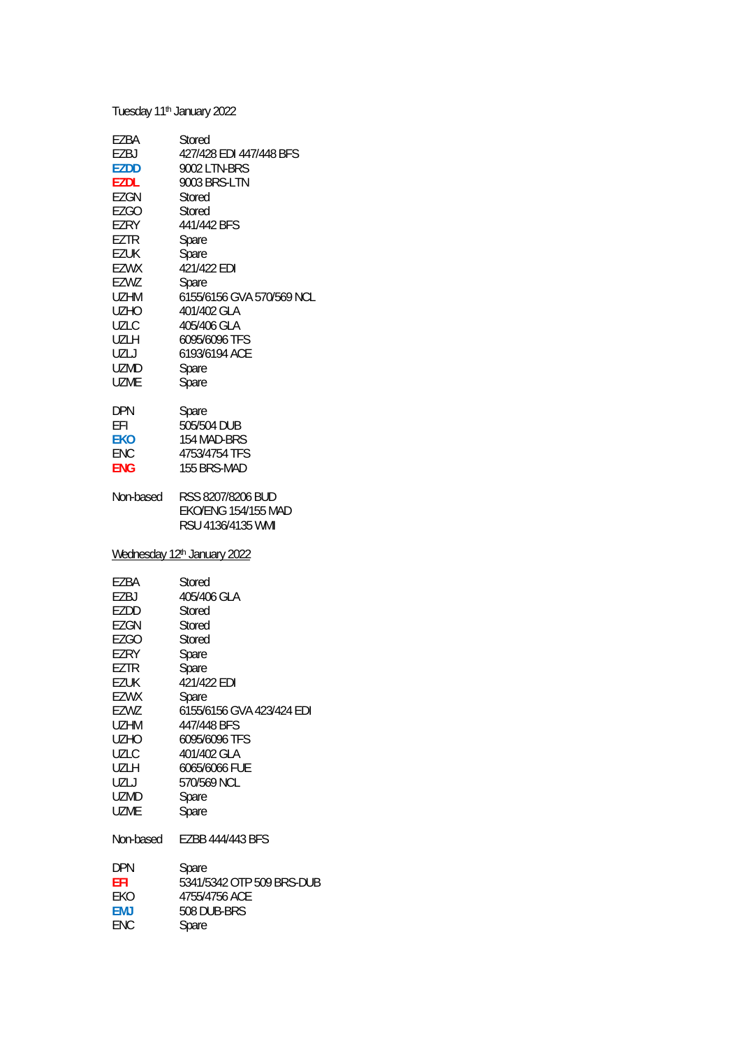Tuesday 11th January 2022

| | |
|---|---|
| EZBA | Stored |
| EZBJ | 427/428 EDI 447/448 BFS |
| **EZDD** | 9002 LTN-BRS |
| **EZDL** | 9003 BRS-LTN |
| EZGN | Stored |
| EZGO | Stored |
| EZRY | 441/442 BFS |
| EZTR | Spare |
| EZUK | Spare |
| EZWX | 421/422 EDI |
| EZWZ | Spare |
| UZHM | 6155/6156 GVA 570/569 NCL |
| UZHO | 401/402 GLA |
| UZLC | 405/406 GLA |
| UZLH | 6095/6096 TFS |
| UZLJ | 6193/6194 ACE |
| UZMD | Spare |
| UZME | Spare |

| | |
|---|---|
| DPN | Spare |
| EFI | 505/504 DUB |
| **EKO** | 154 MAD-BRS |
| ENC | 4753/4754 TFS |
| **ENG** | 155 BRS-MAD |

| | |
|---|---|
| Non-based | RSS 8207/8206 BUD |
| | EKO/ENG 154/155 MAD |
| | RSU 4136/4135 WMI |

<u>Wednesday 12th January 2022</u>

| | |
|---|---|
| EZBA | Stored |
| EZBJ | 405/406 GLA |
| EZDD | Stored |
| EZGN | Stored |
| EZGO | Stored |
| EZRY | Spare |
| EZTR | Spare |
| EZUK | 421/422 EDI |
| EZWX | Spare |
| EZWZ | 6155/6156 GVA 423/424 EDI |
| UZHM | 447/448 BFS |
| UZHO | 6095/6096 TFS |
| UZLC | 401/402 GLA |
| UZLH | 6065/6066 FUE |
| UZLJ | 570/569 NCL |
| UZMD | Spare |
| UZME | Spare |

| | |
|---|---|
| Non-based | EZBB 444/443 BFS |

| | |
|---|---|
| DPN | Spare |
| **EFI** | 5341/5342 OTP 509 BRS-DUB |
| EKO | 4755/4756 ACE |
| **EMJ** | 508 DUB-BRS |
| ENC | Spare |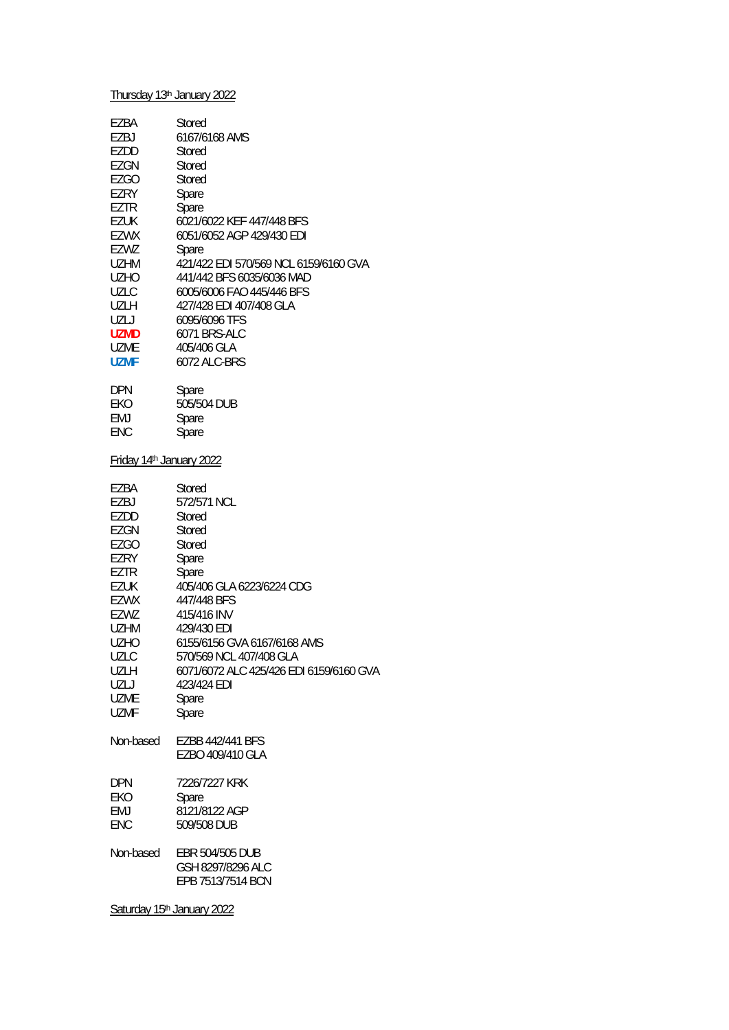Thursday 13th January 2022

| | |
|---|---|
| EZBA | Stored |
| EZBJ | 6167/6168 AMS |
| EZDD | Stored |
| EZGN | Stored |
| EZGO | Stored |
| EZRY | Spare |
| EZTR | Spare |
| EZUK | 6021/6022 KEF 447/448 BFS |
| EZWX | 6051/6052 AGP 429/430 EDI |
| EZWZ | Spare |
| UZHM | 421/422 EDI 570/569 NCL 6159/6160 GVA |
| UZHO | 441/442 BFS 6035/6036 MAD |
| UZLC | 6005/6006 FAO 445/446 BFS |
| UZLH | 427/428 EDI 407/408 GLA |
| UZLJ | 6095/6096 TFS |
| **UZMD** | 6071 BRS-ALC |
| UZME | 405/406 GLA |
| **UZMF** | 6072 ALC-BRS |

| | |
|---|---|
| DPN | Spare |
| EKO | 505/504 DUB |
| EMJ | Spare |
| ENC | Spare |

Friday 14th January 2022

| | |
|---|---|
| EZBA | Stored |
| EZBJ | 572/571 NCL |
| EZDD | Stored |
| EZGN | Stored |
| EZGO | Stored |
| EZRY | Spare |
| EZTR | Spare |
| EZUK | 405/406 GLA 6223/6224 CDG |
| EZWX | 447/448 BFS |
| EZWZ | 415/416 INV |
| UZHM | 429/430 EDI |
| UZHO | 6155/6156 GVA 6167/6168 AMS |
| UZLC | 570/569 NCL 407/408 GLA |
| UZLH | 6071/6072 ALC 425/426 EDI 6159/6160 GVA |
| UZLJ | 423/424 EDI |
| UZME | Spare |
| UZMF | Spare |

Non-based EZBB 442/441 BFS
EZBO 409/410 GLA

| | |
|---|---|
| DPN | 7226/7227 KRK |
| EKO | Spare |
| EMJ | 8121/8122 AGP |
| ENC | 509/508 DUB |

Non-based EBR 504/505 DUB
GSH 8297/8296 ALC
EPB 7513/7514 BCN

Saturday 15th January 2022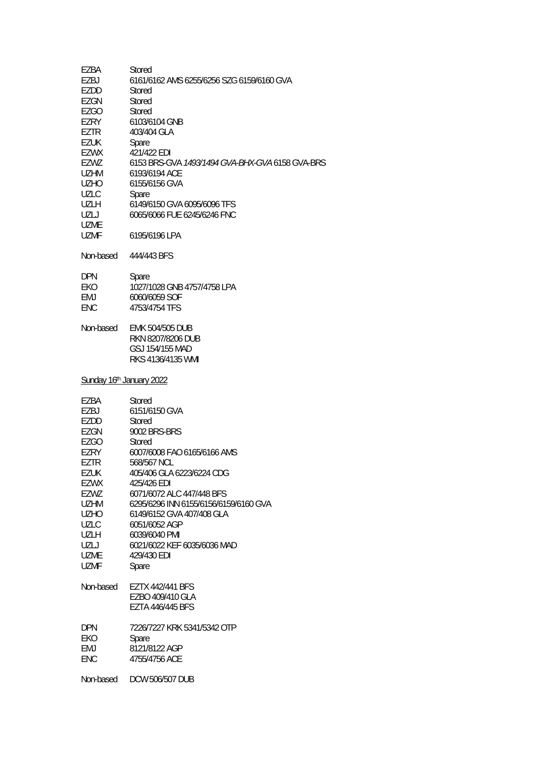| | |
|---|---|
| EZBA | Stored |
| EZBJ | 6161/6162 AMS 6255/6256 SZG 6159/6160 GVA |
| EZDD | Stored |
| EZGN | Stored |
| EZGO | Stored |
| EZRY | 6103/6104 GNB |
| EZTR | 403/404 GLA |
| EZUK | Spare |
| EZWX | 421/422 EDI |
| EZWZ | 6153 BRS-GVA *1493/1494 GVA-BHX-GVA* 6158 GVA-BRS |
| UZHM | 6193/6194 ACE |
| UZHO | 6155/6156 GVA |
| UZLC | Spare |
| UZLH | 6149/6150 GVA 6095/6096 TFS |
| UZLJ | 6065/6066 FUE 6245/6246 FNC |
| UZME | |
| UZMF | 6195/6196 LPA |

Non-based 444/443 BFS

| | |
|---|---|
| DPN | Spare |
| EKO | 1027/1028 GNB 4757/4758 LPA |
| EMJ | 6060/6059 SOF |
| ENC | 4753/4754 TFS |

Non-based EMK 504/505 DUB
RKN 8207/8206 DUB
GSJ 154/155 MAD
RKS 4136/4135 WMI

Sunday 16th January 2022

| | |
|---|---|
| EZBA | Stored |
| EZBJ | 6151/6150 GVA |
| EZDD | Stored |
| EZGN | 9002 BRS-BRS |
| EZGO | Stored |
| EZRY | 6007/6008 FAO 6165/6166 AMS |
| EZTR | 568/567 NCL |
| EZUK | 405/406 GLA 6223/6224 CDG |
| EZWX | 425/426 EDI |
| EZWZ | 6071/6072 ALC 447/448 BFS |
| UZHM | 6295/6296 INN 6155/6156/6159/6160 GVA |
| UZHO | 6149/6152 GVA 407/408 GLA |
| UZLC | 6051/6052 AGP |
| UZLH | 6039/6040 PMI |
| UZLJ | 6021/6022 KEF 6035/6036 MAD |
| UZME | 429/430 EDI |
| UZMF | Spare |

Non-based EZTX 442/441 BFS
EZBO 409/410 GLA
EZTA 446/445 BFS

| | |
|---|---|
| DPN | 7226/7227 KRK 5341/5342 OTP |
| EKO | Spare |
| EMJ | 8121/8122 AGP |
| ENC | 4755/4756 ACE |

Non-based DCW 506/507 DUB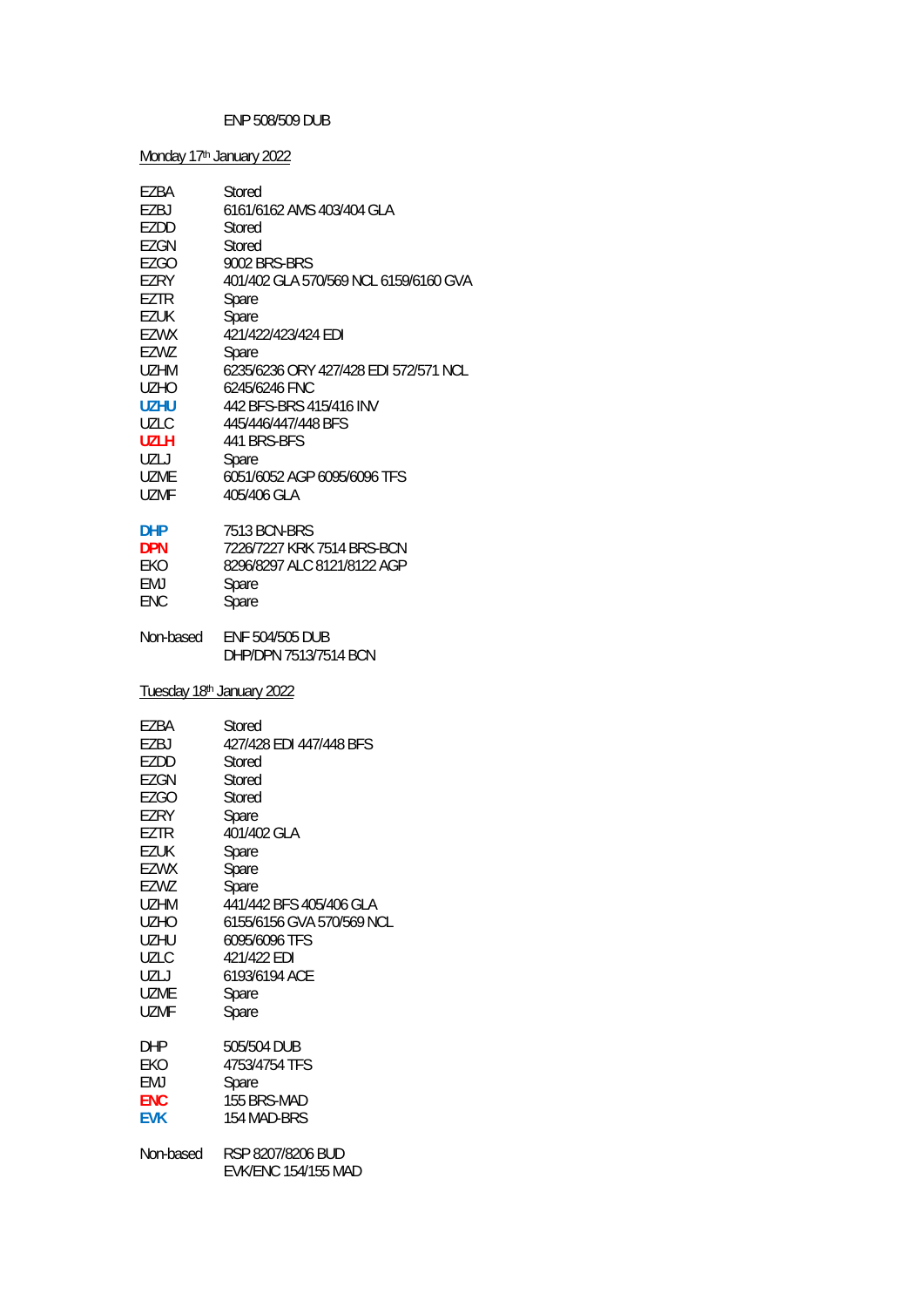ENP 508/509 DUB

Monday 17th January 2022

| | |
|---|---|
| EZBA | Stored |
| EZBJ | 6161/6162 AMS 403/404 GLA |
| EZDD | Stored |
| EZGN | Stored |
| EZGO | 9002 BRS-BRS |
| EZRY | 401/402 GLA 570/569 NCL 6159/6160 GVA |
| EZTR | Spare |
| EZUK | Spare |
| EZWX | 421/422/423/424 EDI |
| EZWZ | Spare |
| UZHM | 6235/6236 ORY 427/428 EDI 572/571 NCL |
| UZHO | 6245/6246 FNC |
| **UZHU** | 442 BFS-BRS 415/416 INV |
| UZLC | 445/446/447/448 BFS |
| **UZLH** | 441 BRS-BFS |
| UZLJ | Spare |
| UZME | 6051/6052 AGP 6095/6096 TFS |
| UZMF | 405/406 GLA |

| | |
|---|---|
| **DHP** | 7513 BCN-BRS |
| **DPN** | 7226/7227 KRK 7514 BRS-BCN |
| EKO | 8296/8297 ALC 8121/8122 AGP |
| EMJ | Spare |
| ENC | Spare |

| | |
|---|---|
| Non-based | ENF 504/505 DUB |
| | DHP/DPN 7513/7514 BCN |

Tuesday 18th January 2022

| | |
|---|---|
| EZBA | Stored |
| EZBJ | 427/428 EDI 447/448 BFS |
| EZDD | Stored |
| EZGN | Stored |
| EZGO | Stored |
| EZRY | Spare |
| EZTR | 401/402 GLA |
| EZUK | Spare |
| EZWX | Spare |
| EZWZ | Spare |
| UZHM | 441/442 BFS 405/406 GLA |
| UZHO | 6155/6156 GVA 570/569 NCL |
| UZHU | 6095/6096 TFS |
| UZLC | 421/422 EDI |
| UZLJ | 6193/6194 ACE |
| UZME | Spare |
| UZMF | Spare |

| | |
|---|---|
| DHP | 505/504 DUB |
| EKO | 4753/4754 TFS |
| EMJ | Spare |
| **ENC** | 155 BRS-MAD |
| **EVK** | 154 MAD-BRS |

| | |
|---|---|
| Non-based | RSP 8207/8206 BUD |
| | EVK/ENC 154/155 MAD |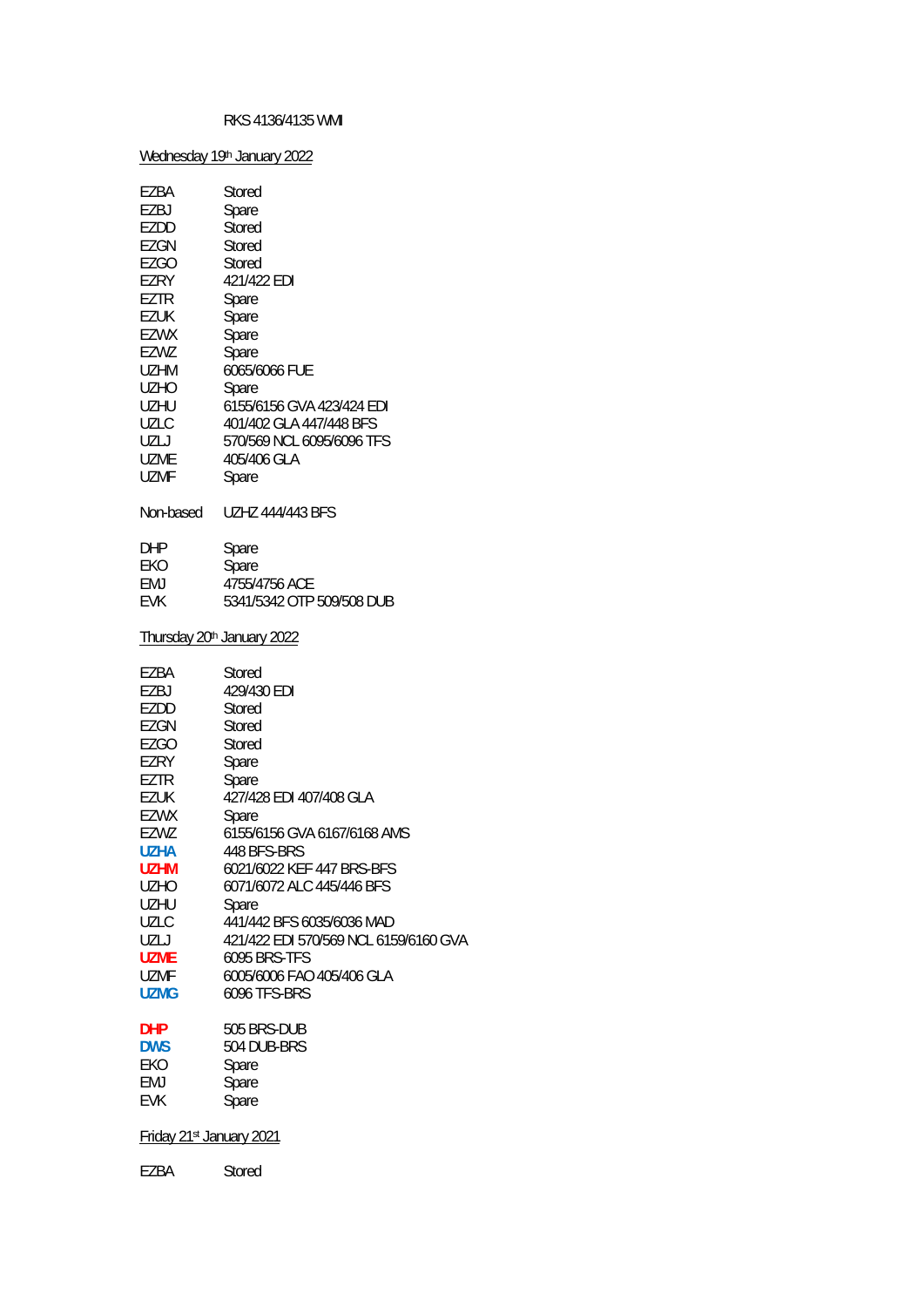RKS 4136/4135 WMI

Wednesday 19th January 2022

| | |
|---|---|
| EZBA | Stored |
| EZBJ | Spare |
| EZDD | Stored |
| EZGN | Stored |
| EZGO | Stored |
| EZRY | 421/422 EDI |
| EZTR | Spare |
| EZUK | Spare |
| EZWX | Spare |
| EZWZ | Spare |
| UZHM | 6065/6066 FUE |
| UZHO | Spare |
| UZHU | 6155/6156 GVA 423/424 EDI |
| UZLC | 401/402 GLA 447/448 BFS |
| UZLJ | 570/569 NCL 6095/6096 TFS |
| UZME | 405/406 GLA |
| UZMF | Spare |

Non-based UZHZ 444/443 BFS

| | |
|---|---|
| DHP | Spare |
| EKO | Spare |
| EMJ | 4755/4756 ACE |
| EVK | 5341/5342 OTP 509/508 DUB |

Thursday 20th January 2022

| | |
|---|---|
| EZBA | Stored |
| EZBJ | 429/430 EDI |
| EZDD | Stored |
| EZGN | Stored |
| EZGO | Stored |
| EZRY | Spare |
| EZTR | Spare |
| EZUK | 427/428 EDI 407/408 GLA |
| EZWX | Spare |
| EZWZ | 6155/6156 GVA 6167/6168 AMS |
| UZHA | 448 BFS-BRS |
| UZHM | 6021/6022 KEF 447 BRS-BFS |
| UZHO | 6071/6072 ALC 445/446 BFS |
| UZHU | Spare |
| UZLC | 441/442 BFS 6035/6036 MAD |
| UZLJ | 421/422 EDI 570/569 NCL 6159/6160 GVA |
| UZME | 6095 BRS-TFS |
| UZMF | 6005/6006 FAO 405/406 GLA |
| UZMG | 6096 TFS-BRS |

| | |
|---|---|
| DHP | 505 BRS-DUB |
| DWS | 504 DUB-BRS |
| EKO | Spare |
| EMJ | Spare |
| EVK | Spare |

Friday 21st January 2021

| | |
|---|---|
| EZBA | Stored |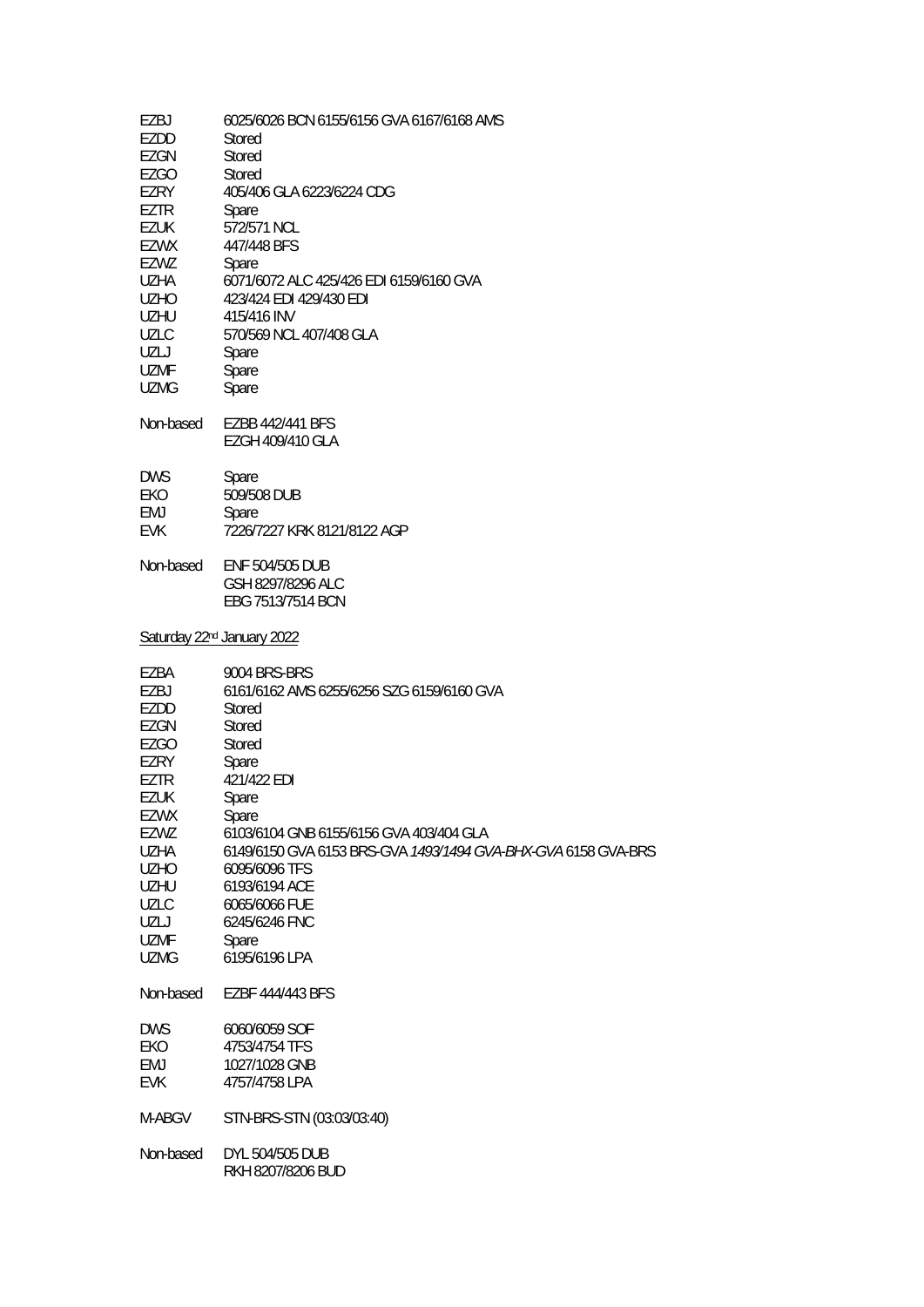| | |
|---|---|
| EZBJ | 6025/6026 BCN 6155/6156 GVA 6167/6168 AMS |
| EZDD | Stored |
| EZGN | Stored |
| EZGO | Stored |
| EZRY | 405/406 GLA 6223/6224 CDG |
| EZTR | Spare |
| EZUK | 572/571 NCL |
| EZWX | 447/448 BFS |
| EZWZ | Spare |
| UZHA | 6071/6072 ALC 425/426 EDI 6159/6160 GVA |
| UZHO | 423/424 EDI 429/430 EDI |
| UZHU | 415/416 INV |
| UZLC | 570/569 NCL 407/408 GLA |
| UZLJ | Spare |
| UZMF | Spare |
| UZMG | Spare |

Non-based EZBB 442/441 BFS
EZGH 409/410 GLA

| | |
|---|---|
| DWS | Spare |
| EKO | 509/508 DUB |
| EMJ | Spare |
| EVK | 7226/7227 KRK 8121/8122 AGP |

Non-based ENF 504/505 DUB
GSH 8297/8296 ALC
EBG 7513/7514 BCN

Saturday 22nd January 2022

| | |
|---|---|
| EZBA | 9004 BRS-BRS |
| EZBJ | 6161/6162 AMS 6255/6256 SZG 6159/6160 GVA |
| EZDD | Stored |
| EZGN | Stored |
| EZGO | Stored |
| EZRY | Spare |
| EZTR | 421/422 EDI |
| EZUK | Spare |
| EZWX | Spare |
| EZWZ | 6103/6104 GNB 6155/6156 GVA 403/404 GLA |
| UZHA | 6149/6150 GVA 6153 BRS-GVA *1493/1494 GVA-BHX-GVA* 6158 GVA-BRS |
| UZHO | 6095/6096 TFS |
| UZHU | 6193/6194 ACE |
| UZLC | 6065/6066 FUE |
| UZLJ | 6245/6246 FNC |
| UZMF | Spare |
| UZMG | 6195/6196 LPA |

Non-based EZBF 444/443 BFS

| | |
|---|---|
| DWS | 6060/6059 SOF |
| EKO | 4753/4754 TFS |
| EMJ | 1027/1028 GNB |
| EVK | 4757/4758 LPA |

M-ABGV STN-BRS-STN (03:03/03:40)

Non-based DYL 504/505 DUB
RKH 8207/8206 BUD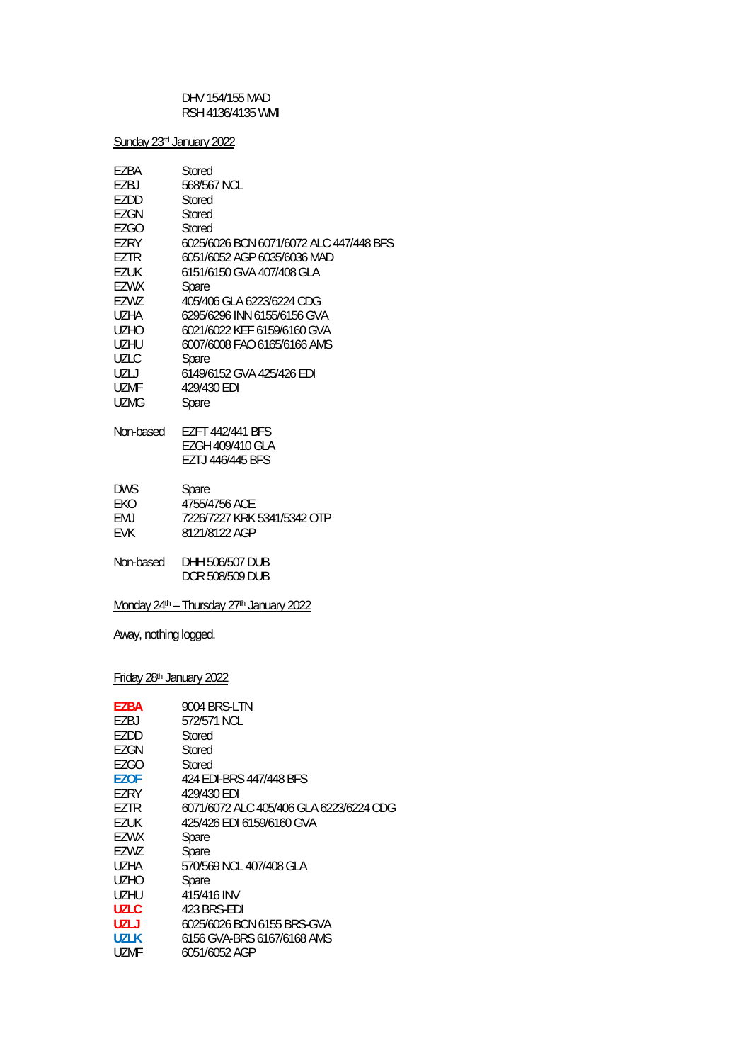DHV 154/155 MAD
RSH 4136/4135 WMI

<u>Sunday 23rd January 2022</u>

| | |
|---|---|
| EZBA | Stored |
| EZBJ | 568/567 NCL |
| EZDD | Stored |
| EZGN | Stored |
| EZGO | Stored |
| EZRY | 6025/6026 BCN 6071/6072 ALC 447/448 BFS |
| EZTR | 6051/6052 AGP 6035/6036 MAD |
| EZUK | 6151/6150 GVA 407/408 GLA |
| EZWX | Spare |
| EZWZ | 405/406 GLA 6223/6224 CDG |
| UZHA | 6295/6296 INN 6155/6156 GVA |
| UZHO | 6021/6022 KEF 6159/6160 GVA |
| UZHU | 6007/6008 FAO 6165/6166 AMS |
| UZLC | Spare |
| UZLJ | 6149/6152 GVA 425/426 EDI |
| UZMF | 429/430 EDI |
| UZMG | Spare |
| | |
| Non-based | EZFT 442/441 BFS |
| | EZGH 409/410 GLA |
| | EZTJ 446/445 BFS |
| | |
| DWS | Spare |
| EKO | 4755/4756 ACE |
| EMJ | 7226/7227 KRK 5341/5342 OTP |
| EVK | 8121/8122 AGP |
| | |
| Non-based | DHH 506/507 DUB |
| | DCR 508/509 DUB |

<u>Monday 24th – Thursday 27th January 2022</u>

Away, nothing logged.

<u>Friday 28th January 2022</u>

| | |
|---|---|
| **EZBA** | 9004 BRS-LTN |
| EZBJ | 572/571 NCL |
| EZDD | Stored |
| EZGN | Stored |
| EZGO | Stored |
| **EZOF** | 424 EDI-BRS 447/448 BFS |
| EZRY | 429/430 EDI |
| EZTR | 6071/6072 ALC 405/406 GLA 6223/6224 CDG |
| EZUK | 425/426 EDI 6159/6160 GVA |
| EZWX | Spare |
| EZWZ | Spare |
| UZHA | 570/569 NCL 407/408 GLA |
| UZHO | Spare |
| UZHU | 415/416 INV |
| **UZLC** | 423 BRS-EDI |
| **UZLJ** | 6025/6026 BCN 6155 BRS-GVA |
| **UZLK** | 6156 GVA-BRS 6167/6168 AMS |
| UZMF | 6051/6052 AGP |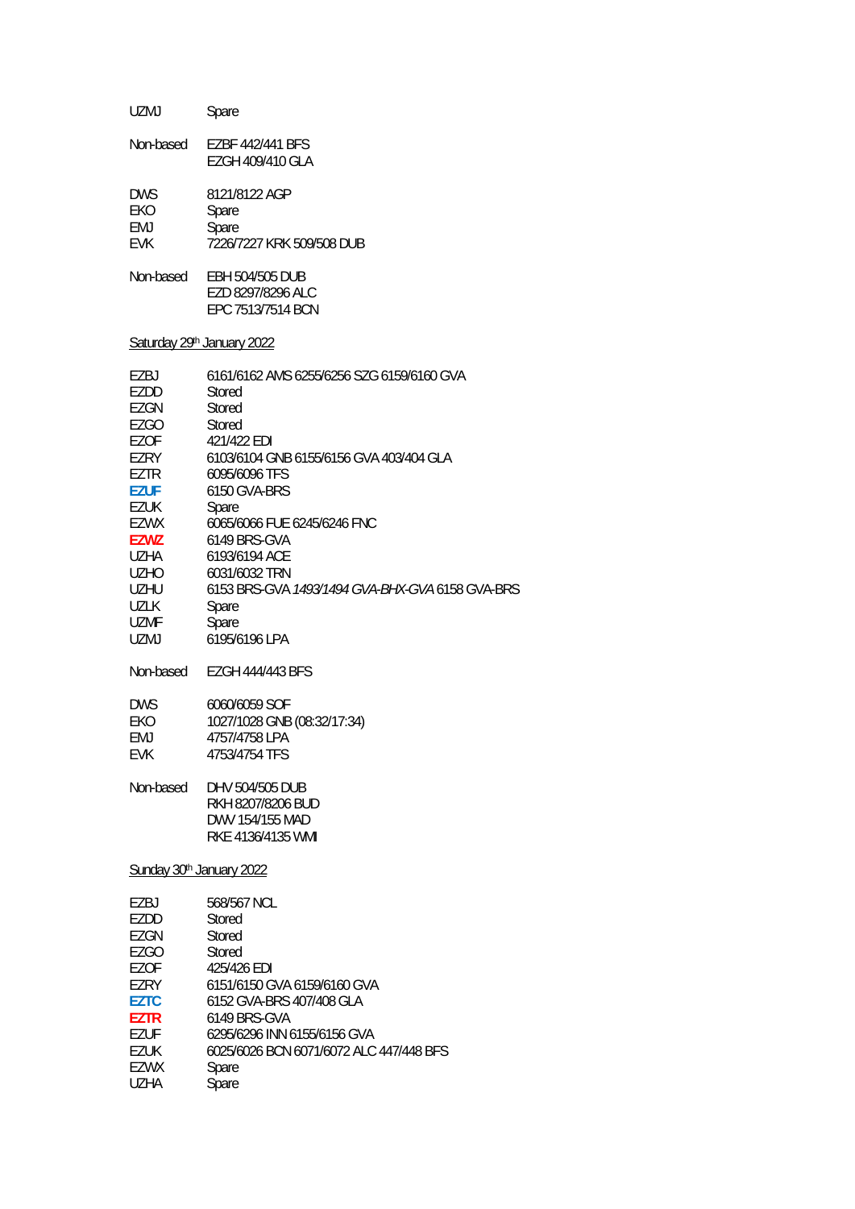| | |
|---|---|
| UZMJ | Spare |
| | |
| Non-based | EZBF 442/441 BFS |
| | EZGH 409/410 GLA |
| | |
| DWS | 8121/8122 AGP |
| EKO | Spare |
| EMJ | Spare |
| EVK | 7226/7227 KRK 509/508 DUB |
| | |
| Non-based | EBH 504/505 DUB |
| | EZD 8297/8296 ALC |
| | EPC 7513/7514 BCN |

## Saturday 29th January 2022

| | |
|---|---|
| EZBJ | 6161/6162 AMS 6255/6256 SZG 6159/6160 GVA |
| EZDD | Stored |
| EZGN | Stored |
| EZGO | Stored |
| EZOF | 421/422 EDI |
| EZRY | 6103/6104 GNB 6155/6156 GVA 403/404 GLA |
| EZTR | 6095/6096 TFS |
| **EZUF** | 6150 GVA-BRS |
| EZUK | Spare |
| EZWX | 6065/6066 FUE 6245/6246 FNC |
| **EZWZ** | 6149 BRS-GVA |
| UZHA | 6193/6194 ACE |
| UZHO | 6031/6032 TRN |
| UZHU | 6153 BRS-GVA *1493/1494 GVA-BHX-GVA* 6158 GVA-BRS |
| UZLK | Spare |
| UZMF | Spare |
| UZMJ | 6195/6196 LPA |
| | |
| Non-based | EZGH 444/443 BFS |
| | |
| DWS | 6060/6059 SOF |
| EKO | 1027/1028 GNB (08:32/17:34) |
| EMJ | 4757/4758 LPA |
| EVK | 4753/4754 TFS |
| | |
| Non-based | DHV 504/505 DUB |
| | RKH 8207/8206 BUD |
| | DWV 154/155 MAD |
| | RKE 4136/4135 WMI |

## Sunday 30th January 2022

| | |
|---|---|
| EZBJ | 568/567 NCL |
| EZDD | Stored |
| EZGN | Stored |
| EZGO | Stored |
| EZOF | 425/426 EDI |
| EZRY | 6151/6150 GVA 6159/6160 GVA |
| **EZTC** | 6152 GVA-BRS 407/408 GLA |
| **EZTR** | 6149 BRS-GVA |
| EZUF | 6295/6296 INN 6155/6156 GVA |
| EZUK | 6025/6026 BCN 6071/6072 ALC 447/448 BFS |
| EZWX | Spare |
| UZHA | Spare |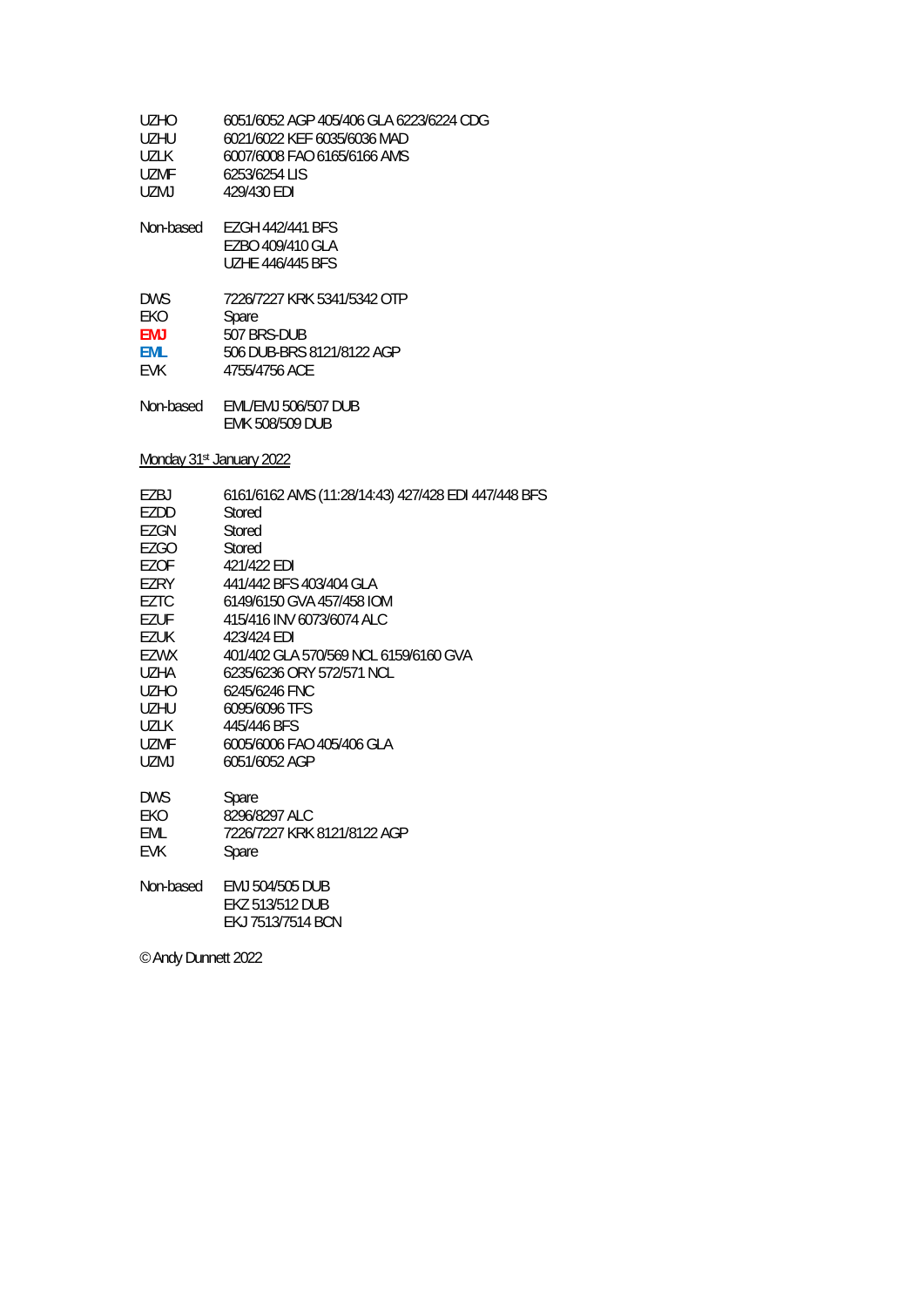| | |
|---|---|
| UZHO | 6051/6052 AGP 405/406 GLA 6223/6224 CDG |
| UZHU | 6021/6022 KEF 6035/6036 MAD |
| UZLK | 6007/6008 FAO 6165/6166 AMS |
| UZMF | 6253/6254 LIS |
| UZMJ | 429/430 EDI |

| | |
|---|---|
| Non-based | EZGH 442/441 BFS |
| | EZBO 409/410 GLA |
| | UZHE 446/445 BFS |

| | |
|---|---|
| DWS | 7226/7227 KRK 5341/5342 OTP |
| EKO | Spare |
| **EMJ** | 507 BRS-DUB |
| **EML** | 506 DUB-BRS 8121/8122 AGP |
| EVK | 4755/4756 ACE |

| | |
|---|---|
| Non-based | EML/EMJ 506/507 DUB |
| | EMK 508/509 DUB |

Monday 31st January 2022

| | |
|---|---|
| EZBJ | 6161/6162 AMS (11:28/14:43) 427/428 EDI 447/448 BFS |
| EZDD | Stored |
| EZGN | Stored |
| EZGO | Stored |
| EZOF | 421/422 EDI |
| EZRY | 441/442 BFS 403/404 GLA |
| EZTC | 6149/6150 GVA 457/458 IOM |
| EZUF | 415/416 INV 6073/6074 ALC |
| EZUK | 423/424 EDI |
| EZWX | 401/402 GLA 570/569 NCL 6159/6160 GVA |
| UZHA | 6235/6236 ORY 572/571 NCL |
| UZHO | 6245/6246 FNC |
| UZHU | 6095/6096 TFS |
| UZLK | 445/446 BFS |
| UZMF | 6005/6006 FAO 405/406 GLA |
| UZMJ | 6051/6052 AGP |

| | |
|---|---|
| DWS | Spare |
| EKO | 8296/8297 ALC |
| EML | 7226/7227 KRK 8121/8122 AGP |
| EVK | Spare |

| | |
|---|---|
| Non-based | EMJ 504/505 DUB |
| | EKZ 513/512 DUB |
| | EKJ 7513/7514 BCN |

© Andy Dunnett 2022